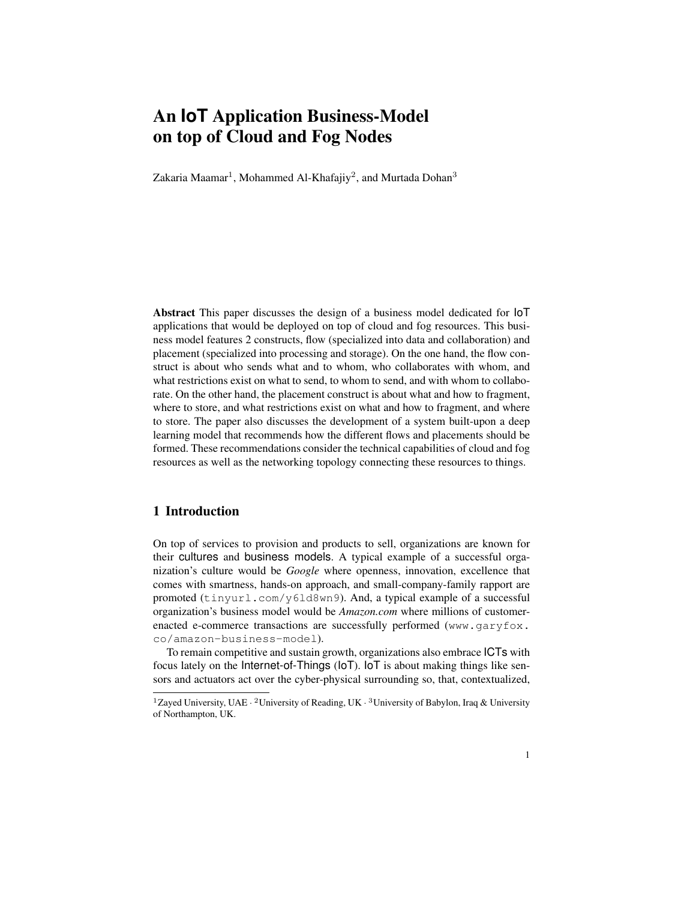# An IoT Application Business-Model on top of Cloud and Fog Nodes

Zakaria Maamar[1], Mohammed Al-Khafajiy[2], and Murtada Dohan[3]

**Abstract** This paper discusses the design of a business model dedicated for IoT applications that would be deployed on top of cloud and fog resources. This business model features 2 constructs, flow (specialized into data and collaboration) and placement (specialized into processing and storage). On the one hand, the flow construct is about who sends what and to whom, who collaborates with whom, and what restrictions exist on what to send, to whom to send, and with whom to collaborate. On the other hand, the placement construct is about what and how to fragment, where to store, and what restrictions exist on what and how to fragment, and where to store. The paper also discusses the development of a system built-upon a deep learning model that recommends how the different flows and placements should be formed. These recommendations consider the technical capabilities of cloud and fog resources as well as the networking topology connecting these resources to things.

## 1 Introduction

On top of services to provision and products to sell, organizations are known for their cultures and business models. A typical example of a successful organization's culture would be *Google* where openness, innovation, excellence that comes with smartness, hands-on approach, and small-company-family rapport are promoted (`tinyurl.com/y6ld8wn9`). And, a typical example of a successful organization's business model would be *Amazon.com* where millions of customer-enacted e-commerce transactions are successfully performed (`www.garyfox.co/amazon-business-model`).

To remain competitive and sustain growth, organizations also embrace ICTs with focus lately on the Internet-of-Things (IoT). IoT is about making things like sensors and actuators act over the cyber-physical surrounding so, that, contextualized,

---

[1]Zayed University, UAE · [2]University of Reading, UK · [3]University of Babylon, Iraq & University of Northampton, UK.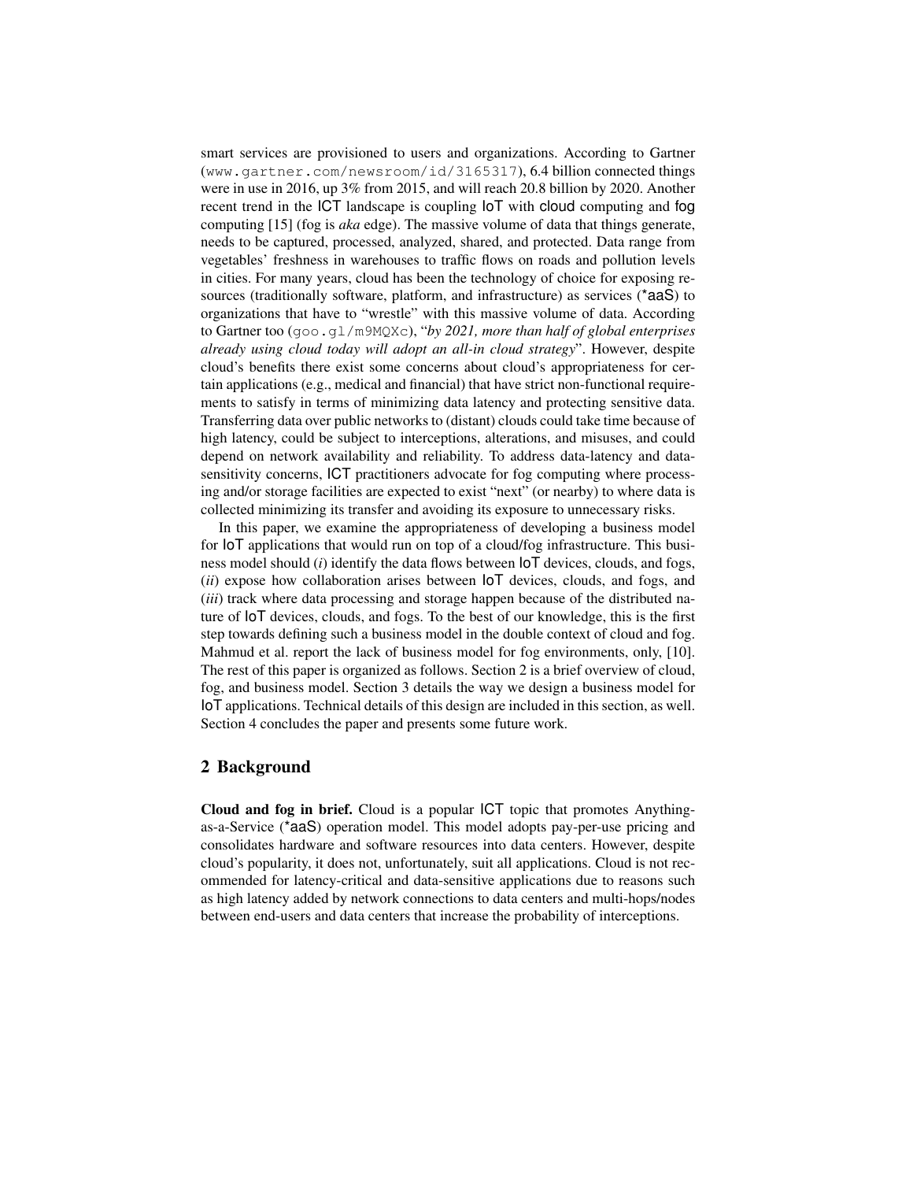smart services are provisioned to users and organizations. According to Gartner (www.gartner.com/newsroom/id/3165317), 6.4 billion connected things were in use in 2016, up 3% from 2015, and will reach 20.8 billion by 2020. Another recent trend in the ICT landscape is coupling IoT with cloud computing and fog computing [15] (fog is *aka* edge). The massive volume of data that things generate, needs to be captured, processed, analyzed, shared, and protected. Data range from vegetables' freshness in warehouses to traffic flows on roads and pollution levels in cities. For many years, cloud has been the technology of choice for exposing resources (traditionally software, platform, and infrastructure) as services (*aaS) to organizations that have to "wrestle" with this massive volume of data. According to Gartner too (goo.gl/m9MQXc), "*by 2021, more than half of global enterprises already using cloud today will adopt an all-in cloud strategy*". However, despite cloud's benefits there exist some concerns about cloud's appropriateness for certain applications (e.g., medical and financial) that have strict non-functional requirements to satisfy in terms of minimizing data latency and protecting sensitive data. Transferring data over public networks to (distant) clouds could take time because of high latency, could be subject to interceptions, alterations, and misuses, and could depend on network availability and reliability. To address data-latency and data-sensitivity concerns, ICT practitioners advocate for fog computing where processing and/or storage facilities are expected to exist "next" (or nearby) to where data is collected minimizing its transfer and avoiding its exposure to unnecessary risks.

In this paper, we examine the appropriateness of developing a business model for IoT applications that would run on top of a cloud/fog infrastructure. This business model should (*i*) identify the data flows between IoT devices, clouds, and fogs, (*ii*) expose how collaboration arises between IoT devices, clouds, and fogs, and (*iii*) track where data processing and storage happen because of the distributed nature of IoT devices, clouds, and fogs. To the best of our knowledge, this is the first step towards defining such a business model in the double context of cloud and fog. Mahmud et al. report the lack of business model for fog environments, only, [10]. The rest of this paper is organized as follows. Section 2 is a brief overview of cloud, fog, and business model. Section 3 details the way we design a business model for IoT applications. Technical details of this design are included in this section, as well. Section 4 concludes the paper and presents some future work.

## 2 Background

**Cloud and fog in brief.** Cloud is a popular ICT topic that promotes Anything-as-a-Service (*aaS) operation model. This model adopts pay-per-use pricing and consolidates hardware and software resources into data centers. However, despite cloud's popularity, it does not, unfortunately, suit all applications. Cloud is not recommended for latency-critical and data-sensitive applications due to reasons such as high latency added by network connections to data centers and multi-hops/nodes between end-users and data centers that increase the probability of interceptions.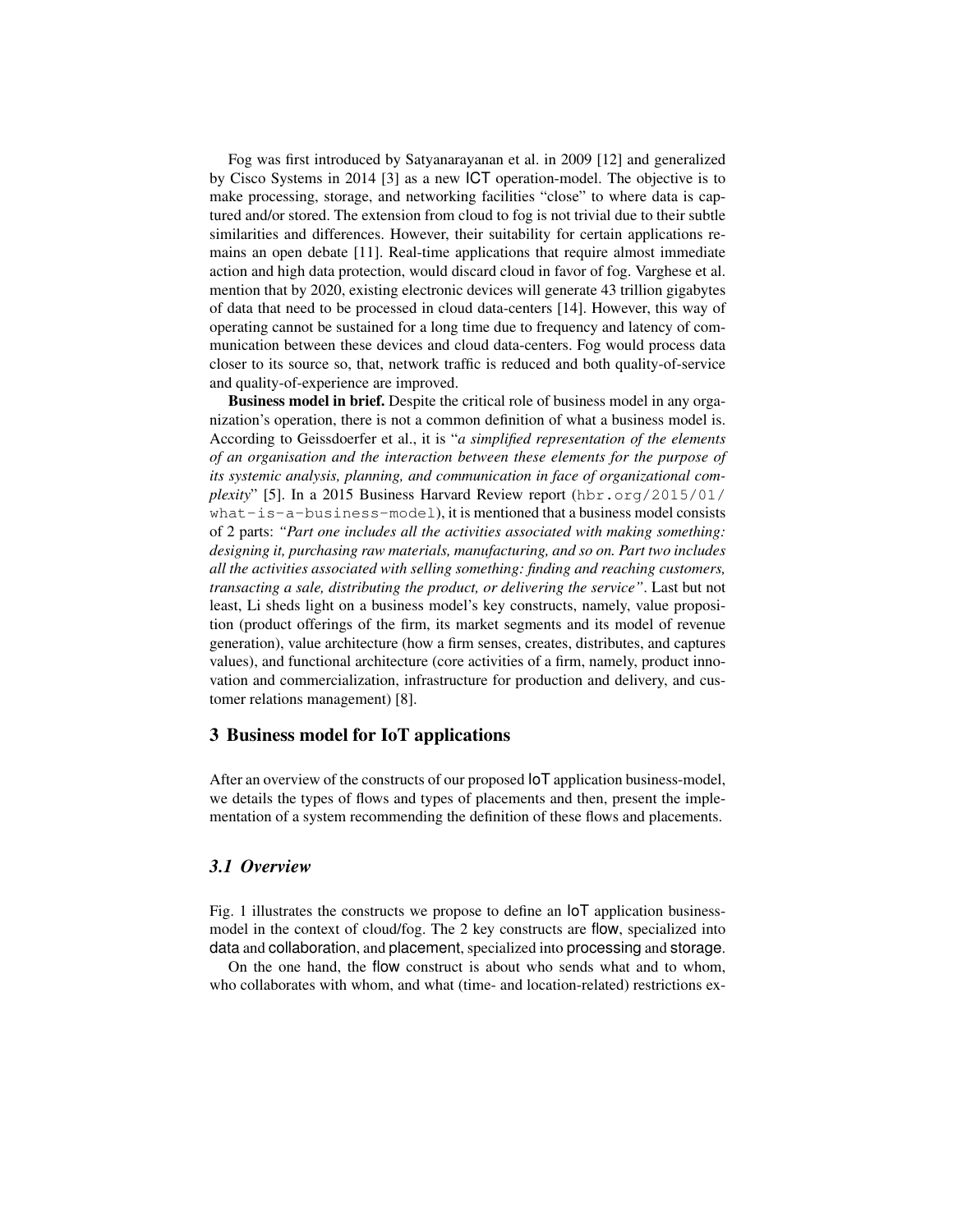Fog was first introduced by Satyanarayanan et al. in 2009 [12] and generalized by Cisco Systems in 2014 [3] as a new ICT operation-model. The objective is to make processing, storage, and networking facilities "close" to where data is captured and/or stored. The extension from cloud to fog is not trivial due to their subtle similarities and differences. However, their suitability for certain applications remains an open debate [11]. Real-time applications that require almost immediate action and high data protection, would discard cloud in favor of fog. Varghese et al. mention that by 2020, existing electronic devices will generate 43 trillion gigabytes of data that need to be processed in cloud data-centers [14]. However, this way of operating cannot be sustained for a long time due to frequency and latency of communication between these devices and cloud data-centers. Fog would process data closer to its source so, that, network traffic is reduced and both quality-of-service and quality-of-experience are improved.

**Business model in brief.** Despite the critical role of business model in any organization's operation, there is not a common definition of what a business model is. According to Geissdoerfer et al., it is "*a simplified representation of the elements of an organisation and the interaction between these elements for the purpose of its systemic analysis, planning, and communication in face of organizational complexity*" [5]. In a 2015 Business Harvard Review report (`hbr.org/2015/01/what-is-a-business-model`), it is mentioned that a business model consists of 2 parts: *"Part one includes all the activities associated with making something: designing it, purchasing raw materials, manufacturing, and so on. Part two includes all the activities associated with selling something: finding and reaching customers, transacting a sale, distributing the product, or delivering the service"*. Last but not least, Li sheds light on a business model's key constructs, namely, value proposition (product offerings of the firm, its market segments and its model of revenue generation), value architecture (how a firm senses, creates, distributes, and captures values), and functional architecture (core activities of a firm, namely, product innovation and commercialization, infrastructure for production and delivery, and customer relations management) [8].

## 3 Business model for IoT applications

After an overview of the constructs of our proposed IoT application business-model, we details the types of flows and types of placements and then, present the implementation of a system recommending the definition of these flows and placements.

### 3.1 Overview

Fig. 1 illustrates the constructs we propose to define an IoT application business-model in the context of cloud/fog. The 2 key constructs are flow, specialized into data and collaboration, and placement, specialized into processing and storage.

On the one hand, the flow construct is about who sends what and to whom, who collaborates with whom, and what (time- and location-related) restrictions ex-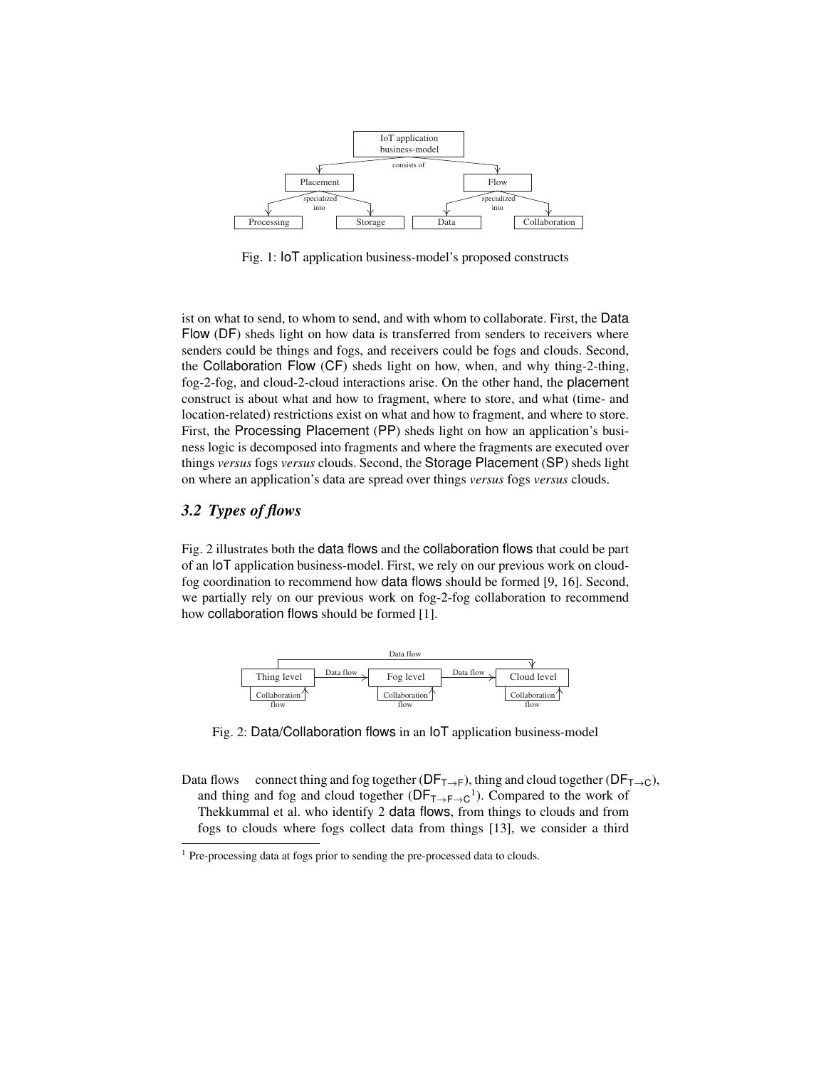Fig. 1: IoT application business-model's proposed constructs

ist on what to send, to whom to send, and with whom to collaborate. First, the Data Flow (DF) sheds light on how data is transferred from senders to receivers where senders could be things and fogs, and receivers could be fogs and clouds. Second, the Collaboration Flow (CF) sheds light on how, when, and why thing-2-thing, fog-2-fog, and cloud-2-cloud interactions arise. On the other hand, the placement construct is about what and how to fragment, where to store, and what (time- and location-related) restrictions exist on what and how to fragment, and where to store. First, the Processing Placement (PP) sheds light on how an application's business logic is decomposed into fragments and where the fragments are executed over things *versus* fogs *versus* clouds. Second, the Storage Placement (SP) sheds light on where an application's data are spread over things *versus* fogs *versus* clouds.

### *3.2 Types of flows*

Fig. 2 illustrates both the data flows and the collaboration flows that could be part of an IoT application business-model. First, we rely on our previous work on cloud-fog coordination to recommend how data flows should be formed [9, 16]. Second, we partially rely on our previous work on fog-2-fog collaboration to recommend how collaboration flows should be formed [1].

Fig. 2: Data/Collaboration flows in an IoT application business-model

Data flows connect thing and fog together ($DF_{T \rightarrow F}$), thing and cloud together ($DF_{T \rightarrow C}$), and thing and fog and cloud together ($DF_{T \rightarrow F \rightarrow C}$[1]). Compared to the work of Thekkummal et al. who identify 2 data flows, from things to clouds and from fogs to clouds where fogs collect data from things [13], we consider a third

[1] Pre-processing data at fogs prior to sending the pre-processed data to clouds.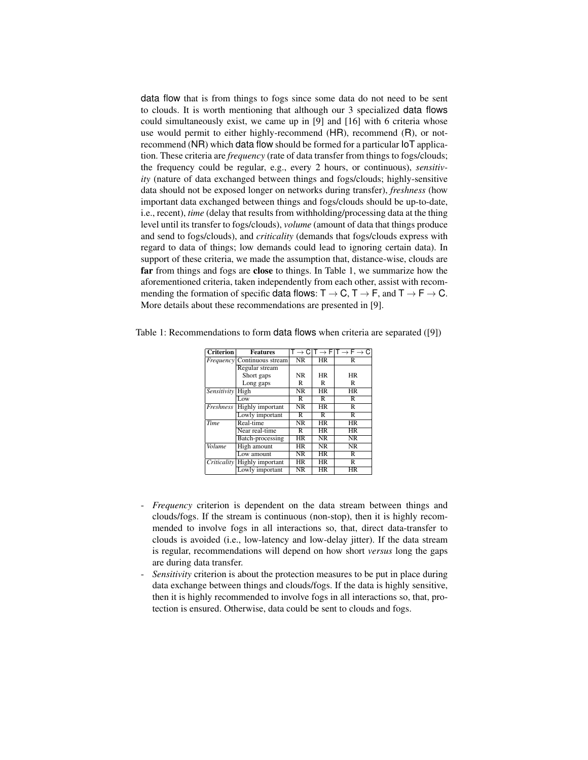data flow that is from things to fogs since some data do not need to be sent to clouds. It is worth mentioning that although our 3 specialized data flows could simultaneously exist, we came up in [9] and [16] with 6 criteria whose use would permit to either highly-recommend (HR), recommend (R), or not-recommend (NR) which data flow should be formed for a particular IoT application. These criteria are *frequency* (rate of data transfer from things to fogs/clouds; the frequency could be regular, e.g., every 2 hours, or continuous), *sensitivity* (nature of data exchanged between things and fogs/clouds; highly-sensitive data should not be exposed longer on networks during transfer), *freshness* (how important data exchanged between things and fogs/clouds should be up-to-date, i.e., recent), *time* (delay that results from withholding/processing data at the thing level until its transfer to fogs/clouds), *volume* (amount of data that things produce and send to fogs/clouds), and *criticality* (demands that fogs/clouds express with regard to data of things; low demands could lead to ignoring certain data). In support of these criteria, we made the assumption that, distance-wise, clouds are **far** from things and fogs are **close** to things. In Table 1, we summarize how the aforementioned criteria, taken independently from each other, assist with recommending the formation of specific data flows: $\mathsf{T} \rightarrow \mathsf{C}$, $\mathsf{T} \rightarrow \mathsf{F}$, and $\mathsf{T} \rightarrow \mathsf{F} \rightarrow \mathsf{C}$. More details about these recommendations are presented in [9].

Table 1: Recommendations to form data flows when criteria are separated ([9])

| Criterion | Features | $\mathsf{T} \rightarrow \mathsf{C}$ | $\mathsf{T} \rightarrow \mathsf{F}$ | $\mathsf{T} \rightarrow \mathsf{F} \rightarrow \mathsf{C}$ |
|---|---|---|---|---|
| *Frequency* | Continuous stream | NR | HR | R |
| | Regular stream | | | |
| | Short gaps | NR | HR | HR |
| | Long gaps | R | R | R |
| *Sensitivity* | High | NR | HR | HR |
| | Low | R | R | R |
| *Freshness* | Highly important | NR | HR | R |
| | Lowly important | R | R | R |
| *Time* | Real-time | NR | HR | HR |
| | Near real-time | R | HR | HR |
| | Batch-processing | HR | NR | NR |
| *Volume* | High amount | HR | NR | NR |
| | Low amount | NR | HR | R |
| *Criticality* | Highly important | HR | HR | R |
| | Lowly important | NR | HR | HR |

- *Frequency* criterion is dependent on the data stream between things and clouds/fogs. If the stream is continuous (non-stop), then it is highly recommended to involve fogs in all interactions so, that, direct data-transfer to clouds is avoided (i.e., low-latency and low-delay jitter). If the data stream is regular, recommendations will depend on how short *versus* long the gaps are during data transfer.
- *Sensitivity* criterion is about the protection measures to be put in place during data exchange between things and clouds/fogs. If the data is highly sensitive, then it is highly recommended to involve fogs in all interactions so, that, protection is ensured. Otherwise, data could be sent to clouds and fogs.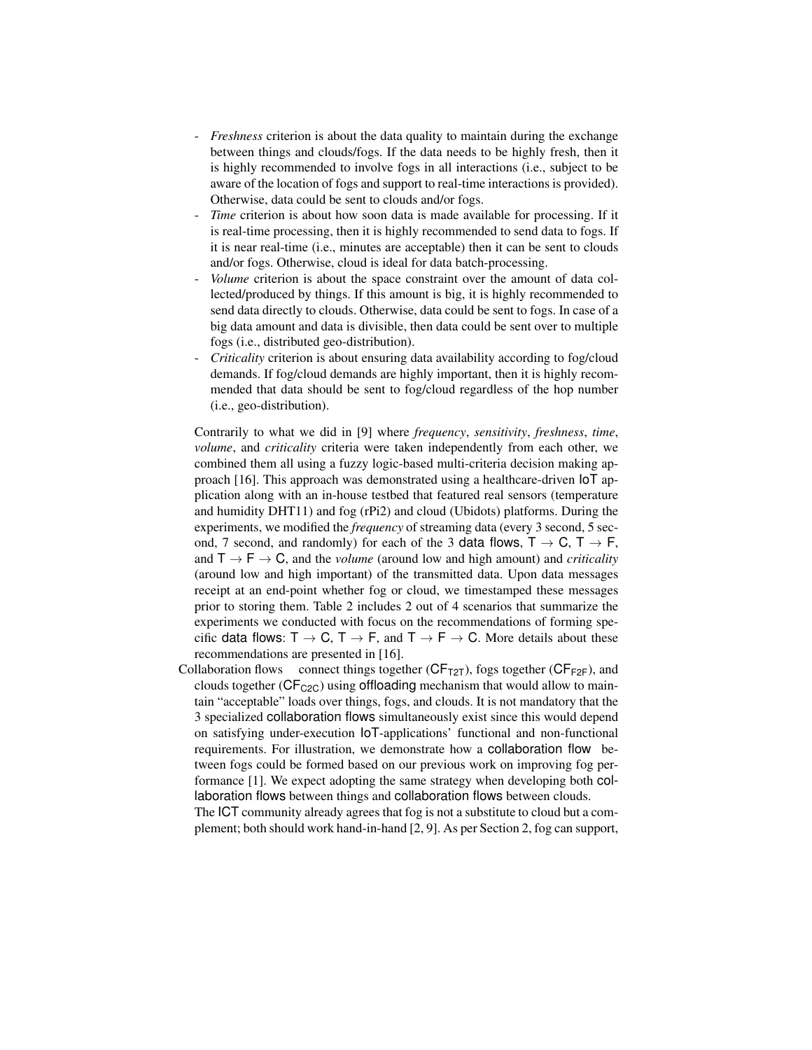- *Freshness* criterion is about the data quality to maintain during the exchange between things and clouds/fogs. If the data needs to be highly fresh, then it is highly recommended to involve fogs in all interactions (i.e., subject to be aware of the location of fogs and support to real-time interactions is provided). Otherwise, data could be sent to clouds and/or fogs.
- *Time* criterion is about how soon data is made available for processing. If it is real-time processing, then it is highly recommended to send data to fogs. If it is near real-time (i.e., minutes are acceptable) then it can be sent to clouds and/or fogs. Otherwise, cloud is ideal for data batch-processing.
- *Volume* criterion is about the space constraint over the amount of data collected/produced by things. If this amount is big, it is highly recommended to send data directly to clouds. Otherwise, data could be sent to fogs. In case of a big data amount and data is divisible, then data could be sent over to multiple fogs (i.e., distributed geo-distribution).
- *Criticality* criterion is about ensuring data availability according to fog/cloud demands. If fog/cloud demands are highly important, then it is highly recommended that data should be sent to fog/cloud regardless of the hop number (i.e., geo-distribution).

Contrarily to what we did in [9] where *frequency*, *sensitivity*, *freshness*, *time*, *volume*, and *criticality* criteria were taken independently from each other, we combined them all using a fuzzy logic-based multi-criteria decision making approach [16]. This approach was demonstrated using a healthcare-driven IoT application along with an in-house testbed that featured real sensors (temperature and humidity DHT11) and fog (rPi2) and cloud (Ubidots) platforms. During the experiments, we modified the *frequency* of streaming data (every 3 second, 5 second, 7 second, and randomly) for each of the 3 data flows, T → C, T → F, and T → F → C, and the *volume* (around low and high amount) and *criticality* (around low and high important) of the transmitted data. Upon data messages receipt at an end-point whether fog or cloud, we timestamped these messages prior to storing them. Table 2 includes 2 out of 4 scenarios that summarize the experiments we conducted with focus on the recommendations of forming specific data flows: T → C, T → F, and T → F → C. More details about these recommendations are presented in [16].

Collaboration flows connect things together ($CF_{T2T}$), fogs together ($CF_{F2F}$), and clouds together ($CF_{C2C}$) using offloading mechanism that would allow to maintain "acceptable" loads over things, fogs, and clouds. It is not mandatory that the 3 specialized collaboration flows simultaneously exist since this would depend on satisfying under-execution IoT-applications' functional and non-functional requirements. For illustration, we demonstrate how a collaboration flow between fogs could be formed based on our previous work on improving fog performance [1]. We expect adopting the same strategy when developing both collaboration flows between things and collaboration flows between clouds.

The ICT community already agrees that fog is not a substitute to cloud but a complement; both should work hand-in-hand [2, 9]. As per Section 2, fog can support,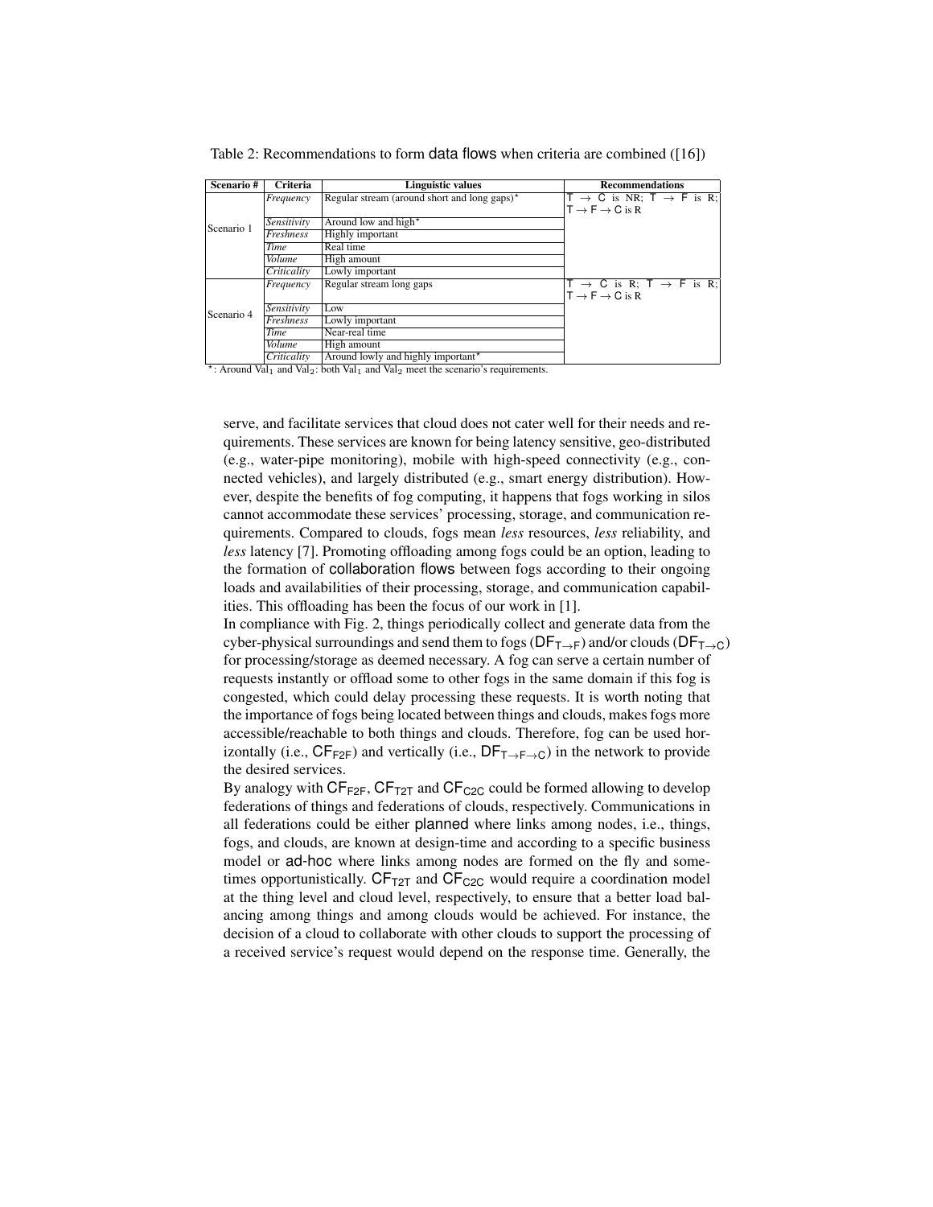Table 2: Recommendations to form data flows when criteria are combined ([16])

| Scenario # | Criteria | Linguistic values | Recommendations |
|---|---|---|---|
| Scenario 1 | *Frequency* | Regular stream (around short and long gaps)* | T $\rightarrow$ C is NR; T $\rightarrow$ F is R; T $\rightarrow$ F $\rightarrow$ C is R |
| | *Sensitivity* | Around low and high* | |
| | *Freshness* | Highly important | |
| | *Time* | Real time | |
| | *Volume* | High amount | |
| | *Criticality* | Lowly important | |
| Scenario 4 | *Frequency* | Regular stream long gaps | T $\rightarrow$ C is R; T $\rightarrow$ F is R; T $\rightarrow$ F $\rightarrow$ C is R |
| | *Sensitivity* | Low | |
| | *Freshness* | Lowly important | |
| | *Time* | Near-real time | |
| | *Volume* | High amount | |
| | *Criticality* | Around lowly and highly important* | |

*: Around $\text{Val}_1$ and $\text{Val}_2$: both $\text{Val}_1$ and $\text{Val}_2$ meet the scenario's requirements.

serve, and facilitate services that cloud does not cater well for their needs and requirements. These services are known for being latency sensitive, geo-distributed (e.g., water-pipe monitoring), mobile with high-speed connectivity (e.g., connected vehicles), and largely distributed (e.g., smart energy distribution). However, despite the benefits of fog computing, it happens that fogs working in silos cannot accommodate these services' processing, storage, and communication requirements. Compared to clouds, fogs mean *less* resources, *less* reliability, and *less* latency [7]. Promoting offloading among fogs could be an option, leading to the formation of collaboration flows between fogs according to their ongoing loads and availabilities of their processing, storage, and communication capabilities. This offloading has been the focus of our work in [1].

In compliance with Fig. 2, things periodically collect and generate data from the cyber-physical surroundings and send them to fogs ($\text{DF}_{\text{T}\rightarrow\text{F}}$) and/or clouds ($\text{DF}_{\text{T}\rightarrow\text{C}}$) for processing/storage as deemed necessary. A fog can serve a certain number of requests instantly or offload some to other fogs in the same domain if this fog is congested, which could delay processing these requests. It is worth noting that the importance of fogs being located between things and clouds, makes fogs more accessible/reachable to both things and clouds. Therefore, fog can be used horizontally (i.e., $\text{CF}_{\text{F2F}}$) and vertically (i.e., $\text{DF}_{\text{T}\rightarrow\text{F}\rightarrow\text{C}}$) in the network to provide the desired services.

By analogy with $\text{CF}_{\text{F2F}}$, $\text{CF}_{\text{T2T}}$ and $\text{CF}_{\text{C2C}}$ could be formed allowing to develop federations of things and federations of clouds, respectively. Communications in all federations could be either planned where links among nodes, i.e., things, fogs, and clouds, are known at design-time and according to a specific business model or ad-hoc where links among nodes are formed on the fly and sometimes opportunistically. $\text{CF}_{\text{T2T}}$ and $\text{CF}_{\text{C2C}}$ would require a coordination model at the thing level and cloud level, respectively, to ensure that a better load balancing among things and among clouds would be achieved. For instance, the decision of a cloud to collaborate with other clouds to support the processing of a received service's request would depend on the response time. Generally, the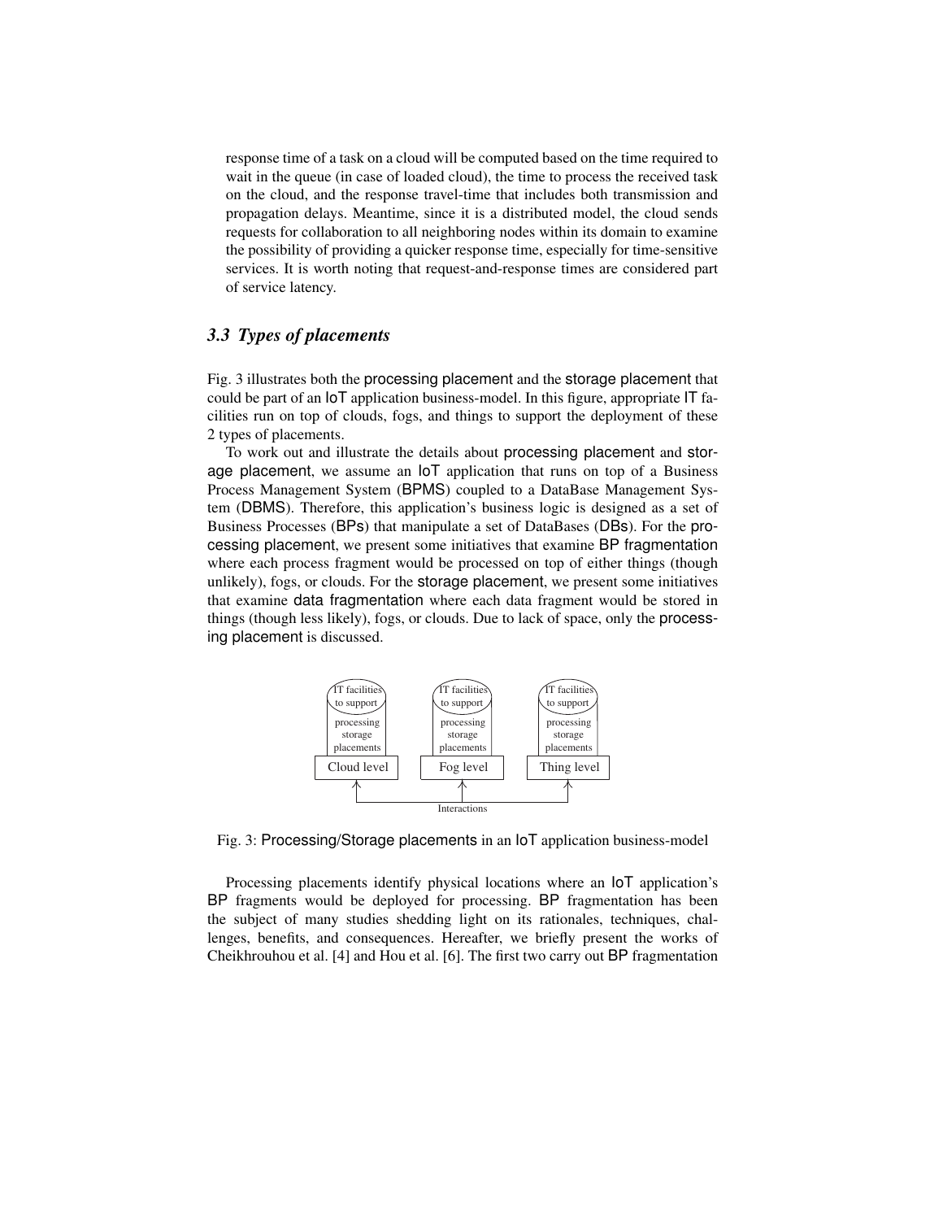response time of a task on a cloud will be computed based on the time required to wait in the queue (in case of loaded cloud), the time to process the received task on the cloud, and the response travel-time that includes both transmission and propagation delays. Meantime, since it is a distributed model, the cloud sends requests for collaboration to all neighboring nodes within its domain to examine the possibility of providing a quicker response time, especially for time-sensitive services. It is worth noting that request-and-response times are considered part of service latency.

### 3.3 Types of placements

Fig. 3 illustrates both the processing placement and the storage placement that could be part of an IoT application business-model. In this figure, appropriate IT facilities run on top of clouds, fogs, and things to support the deployment of these 2 types of placements.

To work out and illustrate the details about processing placement and storage placement, we assume an IoT application that runs on top of a Business Process Management System (BPMS) coupled to a DataBase Management System (DBMS). Therefore, this application's business logic is designed as a set of Business Processes (BPs) that manipulate a set of DataBases (DBs). For the processing placement, we present some initiatives that examine BP fragmentation where each process fragment would be processed on top of either things (though unlikely), fogs, or clouds. For the storage placement, we present some initiatives that examine data fragmentation where each data fragment would be stored in things (though less likely), fogs, or clouds. Due to lack of space, only the processing placement is discussed.

IT facilities to support processing storage placements — Cloud level

IT facilities to support processing storage placements — Fog level

IT facilities to support processing storage placements — Thing level

Interactions

Fig. 3: Processing/Storage placements in an IoT application business-model

Processing placements identify physical locations where an IoT application's BP fragments would be deployed for processing. BP fragmentation has been the subject of many studies shedding light on its rationales, techniques, challenges, benefits, and consequences. Hereafter, we briefly present the works of Cheikhrouhou et al. [4] and Hou et al. [6]. The first two carry out BP fragmentation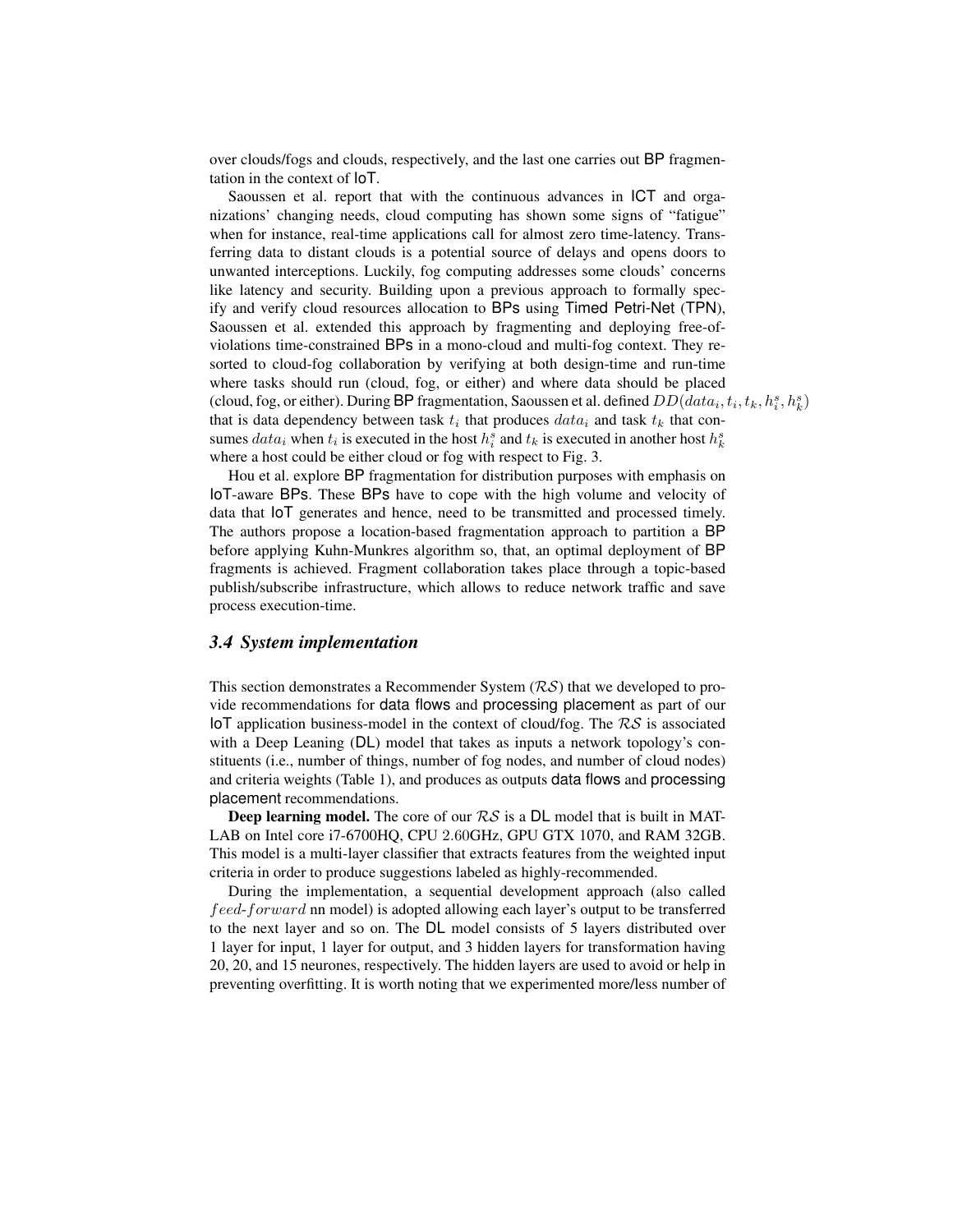over clouds/fogs and clouds, respectively, and the last one carries out BP fragmentation in the context of IoT.

Saoussen et al. report that with the continuous advances in ICT and organizations' changing needs, cloud computing has shown some signs of "fatigue" when for instance, real-time applications call for almost zero time-latency. Transferring data to distant clouds is a potential source of delays and opens doors to unwanted interceptions. Luckily, fog computing addresses some clouds' concerns like latency and security. Building upon a previous approach to formally specify and verify cloud resources allocation to BPs using Timed Petri-Net (TPN), Saoussen et al. extended this approach by fragmenting and deploying free-of-violations time-constrained BPs in a mono-cloud and multi-fog context. They resorted to cloud-fog collaboration by verifying at both design-time and run-time where tasks should run (cloud, fog, or either) and where data should be placed (cloud, fog, or either). During BP fragmentation, Saoussen et al. defined $DD(data_i, t_i, t_k, h_i^s, h_k^s)$ that is data dependency between task $t_i$ that produces $data_i$ and task $t_k$ that consumes $data_i$ when $t_i$ is executed in the host $h_i^s$ and $t_k$ is executed in another host $h_k^s$ where a host could be either cloud or fog with respect to Fig. 3.

Hou et al. explore BP fragmentation for distribution purposes with emphasis on IoT-aware BPs. These BPs have to cope with the high volume and velocity of data that IoT generates and hence, need to be transmitted and processed timely. The authors propose a location-based fragmentation approach to partition a BP before applying Kuhn-Munkres algorithm so, that, an optimal deployment of BP fragments is achieved. Fragment collaboration takes place through a topic-based publish/subscribe infrastructure, which allows to reduce network traffic and save process execution-time.

### *3.4 System implementation*

This section demonstrates a Recommender System ($\mathcal{RS}$) that we developed to provide recommendations for data flows and processing placement as part of our IoT application business-model in the context of cloud/fog. The $\mathcal{RS}$ is associated with a Deep Leaning (DL) model that takes as inputs a network topology's constituents (i.e., number of things, number of fog nodes, and number of cloud nodes) and criteria weights (Table 1), and produces as outputs data flows and processing placement recommendations.

**Deep learning model.** The core of our $\mathcal{RS}$ is a DL model that is built in MATLAB on Intel core i7-6700HQ, CPU 2.60GHz, GPU GTX 1070, and RAM 32GB. This model is a multi-layer classifier that extracts features from the weighted input criteria in order to produce suggestions labeled as highly-recommended.

During the implementation, a sequential development approach (also called $feed\text{-}forward$ nn model) is adopted allowing each layer's output to be transferred to the next layer and so on. The DL model consists of 5 layers distributed over 1 layer for input, 1 layer for output, and 3 hidden layers for transformation having 20, 20, and 15 neurones, respectively. The hidden layers are used to avoid or help in preventing overfitting. It is worth noting that we experimented more/less number of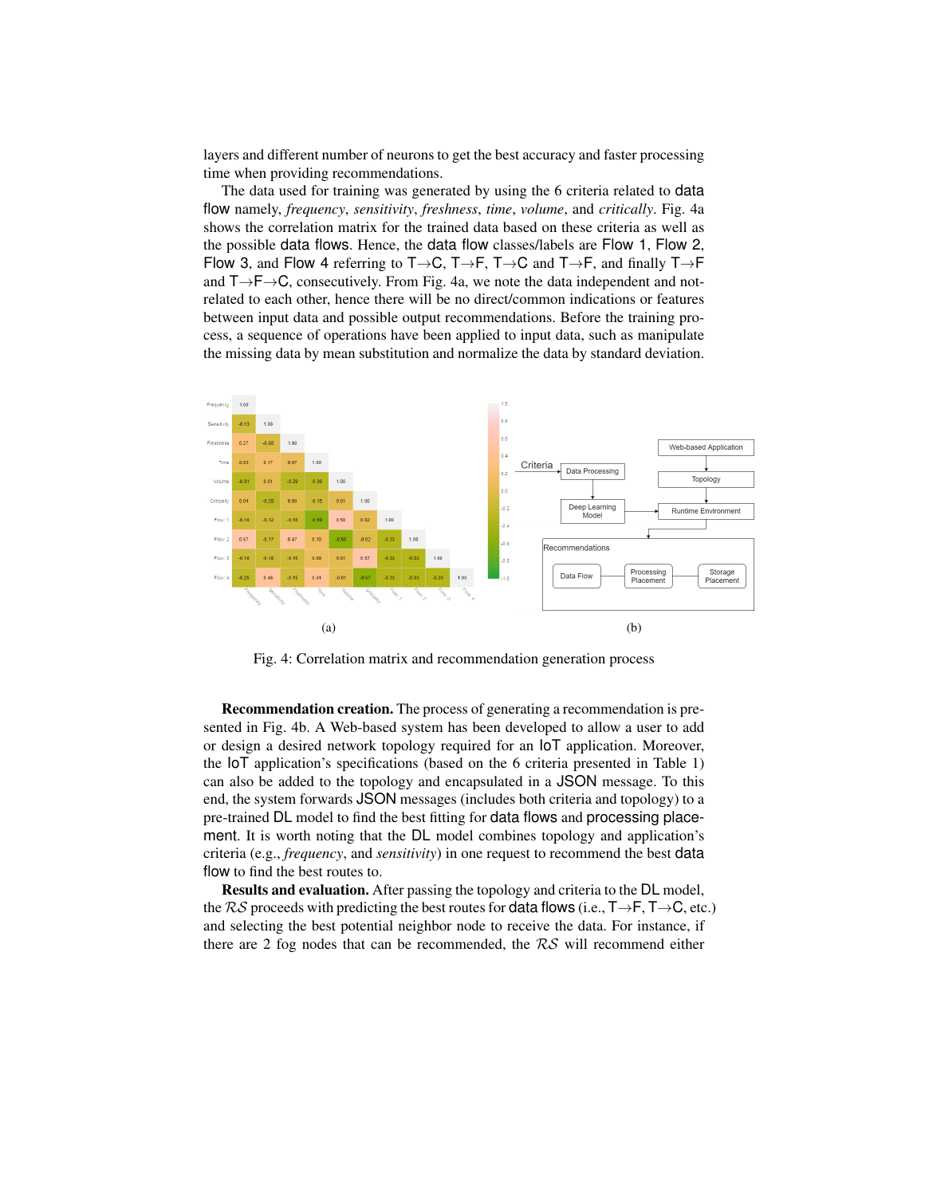layers and different number of neurons to get the best accuracy and faster processing time when providing recommendations.

The data used for training was generated by using the 6 criteria related to data flow namely, *frequency*, *sensitivity*, *freshness*, *time*, *volume*, and *critically*. Fig. 4a shows the correlation matrix for the trained data based on these criteria as well as the possible data flows. Hence, the data flow classes/labels are Flow 1, Flow 2, Flow 3, and Flow 4 referring to T→C, T→F, T→C and T→F, and finally T→F and T→F→C, consecutively. From Fig. 4a, we note the data independent and not-related to each other, hence there will be no direct/common indications or features between input data and possible output recommendations. Before the training process, a sequence of operations have been applied to input data, such as manipulate the missing data by mean substitution and normalize the data by standard deviation.

(a)

(b)

Fig. 4: Correlation matrix and recommendation generation process

**Recommendation creation.** The process of generating a recommendation is presented in Fig. 4b. A Web-based system has been developed to allow a user to add or design a desired network topology required for an IoT application. Moreover, the IoT application's specifications (based on the 6 criteria presented in Table 1) can also be added to the topology and encapsulated in a JSON message. To this end, the system forwards JSON messages (includes both criteria and topology) to a pre-trained DL model to find the best fitting for data flows and processing placement. It is worth noting that the DL model combines topology and application's criteria (e.g., *frequency*, and *sensitivity*) in one request to recommend the best data flow to find the best routes to.

**Results and evaluation.** After passing the topology and criteria to the DL model, the $\mathcal{RS}$ proceeds with predicting the best routes for data flows (i.e., T→F, T→C, etc.) and selecting the best potential neighbor node to receive the data. For instance, if there are 2 fog nodes that can be recommended, the $\mathcal{RS}$ will recommend either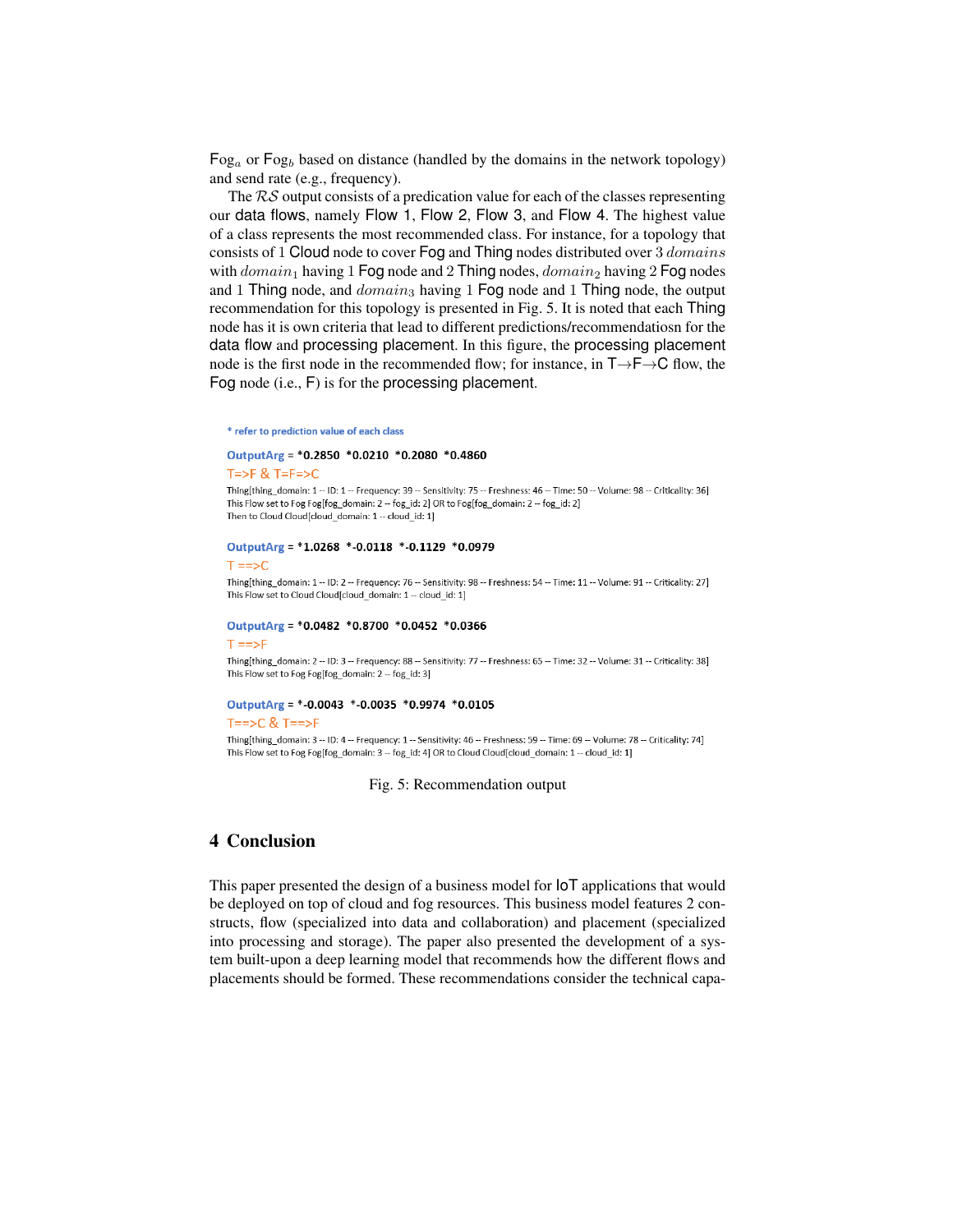$\mathsf{Fog}_a$ or $\mathsf{Fog}_b$ based on distance (handled by the domains in the network topology) and send rate (e.g., frequency).

The $\mathcal{RS}$ output consists of a predication value for each of the classes representing our data flows, namely Flow 1, Flow 2, Flow 3, and Flow 4. The highest value of a class represents the most recommended class. For instance, for a topology that consists of 1 Cloud node to cover Fog and Thing nodes distributed over 3 $domains$ with $domain_1$ having 1 Fog node and 2 Thing nodes, $domain_2$ having 2 Fog nodes and 1 Thing node, and $domain_3$ having 1 Fog node and 1 Thing node, the output recommendation for this topology is presented in Fig. 5. It is noted that each Thing node has it is own criteria that lead to different predictions/recommendatiosn for the data flow and processing placement. In this figure, the processing placement node is the first node in the recommended flow; for instance, in T→F→C flow, the Fog node (i.e., F) is for the processing placement.

* refer to prediction value of each class

OutputArg = *0.2850 *0.0210 *0.2080 *0.4860
T=>F & T=F=>C
Thing[thing_domain: 1 -- ID: 1 -- Frequency: 39 -- Sensitivity: 75 -- Freshness: 46 -- Time: 50 -- Volume: 98 -- Criticality: 36]
This Flow set to Fog Fog[fog_domain: 2 -- fog_id: 2] OR to Fog[fog_domain: 2 -- fog_id: 2]
Then to Cloud Cloud[cloud_domain: 1 -- cloud_id: 1]

OutputArg = *1.0268 *-0.0118 *-0.1129 *0.0979
T ==>C
Thing[thing_domain: 1 -- ID: 2 -- Frequency: 76 -- Sensitivity: 98 -- Freshness: 54 -- Time: 11 -- Volume: 91 -- Criticality: 27]
This Flow set to Cloud Cloud[cloud_domain: 1 -- cloud_id: 1]

OutputArg = *0.0482 *0.8700 *0.0452 *0.0366
T ==>F
Thing[thing_domain: 2 -- ID: 3 -- Frequency: 88 -- Sensitivity: 77 -- Freshness: 65 -- Time: 32 -- Volume: 31 -- Criticality: 38]
This Flow set to Fog Fog[fog_domain: 2 -- fog_id: 3]

OutputArg = *-0.0043 *-0.0035 *0.9974 *0.0105
T==>C & T==>F
Thing[thing_domain: 3 -- ID: 4 -- Frequency: 1 -- Sensitivity: 46 -- Freshness: 59 -- Time: 69 -- Volume: 78 -- Criticality: 74]
This Flow set to Fog Fog[fog_domain: 3 -- fog_id: 4] OR to Cloud Cloud[cloud_domain: 1 -- cloud_id: 1]

Fig. 5: Recommendation output

## 4 Conclusion

This paper presented the design of a business model for IoT applications that would be deployed on top of cloud and fog resources. This business model features 2 constructs, flow (specialized into data and collaboration) and placement (specialized into processing and storage). The paper also presented the development of a system built-upon a deep learning model that recommends how the different flows and placements should be formed. These recommendations consider the technical capa-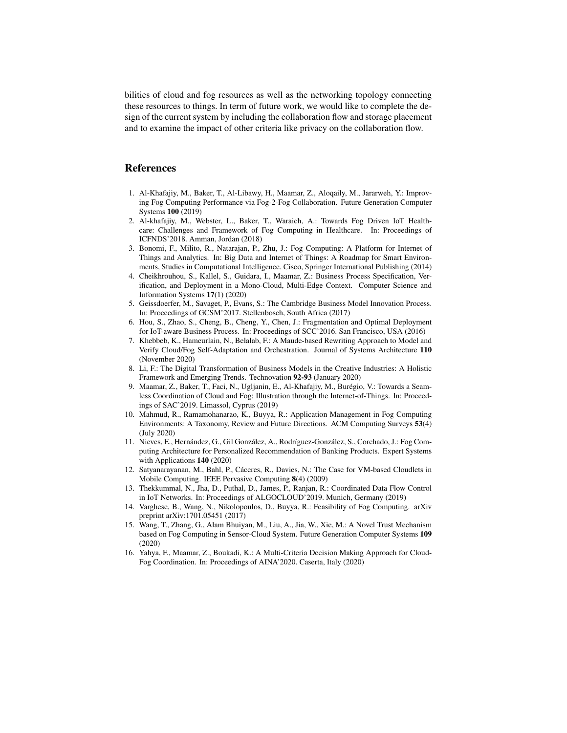bilities of cloud and fog resources as well as the networking topology connecting these resources to things. In term of future work, we would like to complete the design of the current system by including the collaboration flow and storage placement and to examine the impact of other criteria like privacy on the collaboration flow.

## References

1. Al-Khafajiy, M., Baker, T., Al-Libawy, H., Maamar, Z., Aloqaily, M., Jararweh, Y.: Improving Fog Computing Performance via Fog-2-Fog Collaboration. Future Generation Computer Systems **100** (2019)
2. Al-khafajiy, M., Webster, L., Baker, T., Waraich, A.: Towards Fog Driven IoT Healthcare: Challenges and Framework of Fog Computing in Healthcare. In: Proceedings of ICFNDS'2018. Amman, Jordan (2018)
3. Bonomi, F., Milito, R., Natarajan, P., Zhu, J.: Fog Computing: A Platform for Internet of Things and Analytics. In: Big Data and Internet of Things: A Roadmap for Smart Environments, Studies in Computational Intelligence. Cisco, Springer International Publishing (2014)
4. Cheikhrouhou, S., Kallel, S., Guidara, I., Maamar, Z.: Business Process Specification, Verification, and Deployment in a Mono-Cloud, Multi-Edge Context. Computer Science and Information Systems **17**(1) (2020)
5. Geissdoerfer, M., Savaget, P., Evans, S.: The Cambridge Business Model Innovation Process. In: Proceedings of GCSM'2017. Stellenbosch, South Africa (2017)
6. Hou, S., Zhao, S., Cheng, B., Cheng, Y., Chen, J.: Fragmentation and Optimal Deployment for IoT-aware Business Process. In: Proceedings of SCC'2016. San Francisco, USA (2016)
7. Khebbeb, K., Hameurlain, N., Belalab, F.: A Maude-based Rewriting Approach to Model and Verify Cloud/Fog Self-Adaptation and Orchestration. Journal of Systems Architecture **110** (November 2020)
8. Li, F.: The Digital Transformation of Business Models in the Creative Industries: A Holistic Framework and Emerging Trends. Technovation **92-93** (January 2020)
9. Maamar, Z., Baker, T., Faci, N., Ugljanin, E., Al-Khafajiy, M., Burégio, V.: Towards a Seamless Coordination of Cloud and Fog: Illustration through the Internet-of-Things. In: Proceedings of SAC'2019. Limassol, Cyprus (2019)
10. Mahmud, R., Ramamohanarao, K., Buyya, R.: Application Management in Fog Computing Environments: A Taxonomy, Review and Future Directions. ACM Computing Surveys **53**(4) (July 2020)
11. Nieves, E., Hernández, G., Gil González, A., Rodríguez-González, S., Corchado, J.: Fog Computing Architecture for Personalized Recommendation of Banking Products. Expert Systems with Applications **140** (2020)
12. Satyanarayanan, M., Bahl, P., Cáceres, R., Davies, N.: The Case for VM-based Cloudlets in Mobile Computing. IEEE Pervasive Computing **8**(4) (2009)
13. Thekkummal, N., Jha, D., Puthal, D., James, P., Ranjan, R.: Coordinated Data Flow Control in IoT Networks. In: Proceedings of ALGOCLOUD'2019. Munich, Germany (2019)
14. Varghese, B., Wang, N., Nikolopoulos, D., Buyya, R.: Feasibility of Fog Computing. arXiv preprint arXiv:1701.05451 (2017)
15. Wang, T., Zhang, G., Alam Bhuiyan, M., Liu, A., Jia, W., Xie, M.: A Novel Trust Mechanism based on Fog Computing in Sensor-Cloud System. Future Generation Computer Systems **109** (2020)
16. Yahya, F., Maamar, Z., Boukadi, K.: A Multi-Criteria Decision Making Approach for Cloud-Fog Coordination. In: Proceedings of AINA'2020. Caserta, Italy (2020)